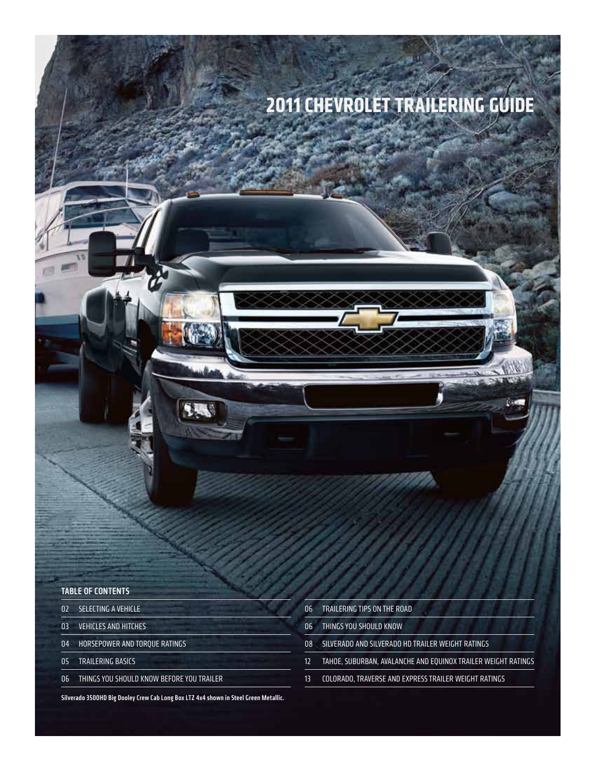# 2011 CHEVROLET TRAILERING GUIDE

## TABLE OF CONTENTS

| | |
|---|---|
| 02 | SELECTING A VEHICLE |
| 03 | VEHICLES AND HITCHES |
| 04 | HORSEPOWER AND TORQUE RATINGS |
| 05 | TRAILERING BASICS |
| 06 | THINGS YOU SHOULD KNOW BEFORE YOU TRAILER |
| 06 | TRAILERING TIPS ON THE ROAD |
| 06 | THINGS YOU SHOULD KNOW |
| 08 | SILVERADO AND SILVERADO HD TRAILER WEIGHT RATINGS |
| 12 | TAHOE, SUBURBAN, AVALANCHE AND EQUINOX TRAILER WEIGHT RATINGS |
| 13 | COLORADO, TRAVERSE AND EXPRESS TRAILER WEIGHT RATINGS |

**Silverado 3500HD Big Dooley Crew Cab Long Box LTZ 4x4 shown in Steel Green Metallic.**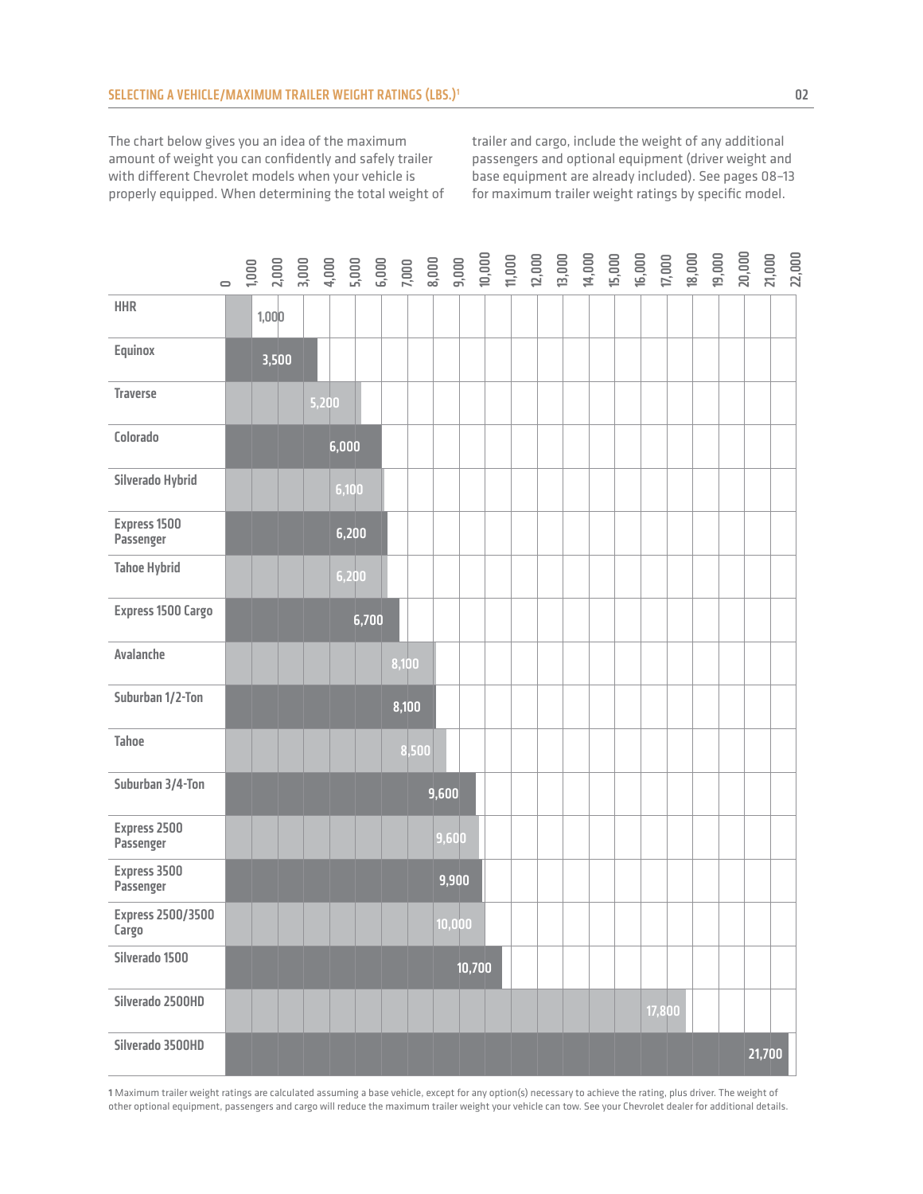## SELECTING A VEHICLE/MAXIMUM TRAILER WEIGHT RATINGS (LBS.)[1]

The chart below gives you an idea of the maximum amount of weight you can confidently and safely trailer with different Chevrolet models when your vehicle is properly equipped. When determining the total weight of trailer and cargo, include the weight of any additional passengers and optional equipment (driver weight and base equipment are already included). See pages 08–13 for maximum trailer weight ratings by specific model.

| Vehicle | Maximum Trailer Weight Rating (lbs.) |
|---|---|
| HHR | 1,000 |
| Equinox | 3,500 |
| Traverse | 5,200 |
| Colorado | 6,000 |
| Silverado Hybrid | 6,100 |
| Express 1500 Passenger | 6,200 |
| Tahoe Hybrid | 6,200 |
| Express 1500 Cargo | 6,700 |
| Avalanche | 8,100 |
| Suburban 1/2-Ton | 8,100 |
| Tahoe | 8,500 |
| Suburban 3/4-Ton | 9,600 |
| Express 2500 Passenger | 9,600 |
| Express 3500 Passenger | 9,900 |
| Express 2500/3500 Cargo | 10,000 |
| Silverado 1500 | 10,700 |
| Silverado 2500HD | 17,800 |
| Silverado 3500HD | 21,700 |

1 Maximum trailer weight ratings are calculated assuming a base vehicle, except for any option(s) necessary to achieve the rating, plus driver. The weight of other optional equipment, passengers and cargo will reduce the maximum trailer weight your vehicle can tow. See your Chevrolet dealer for additional details.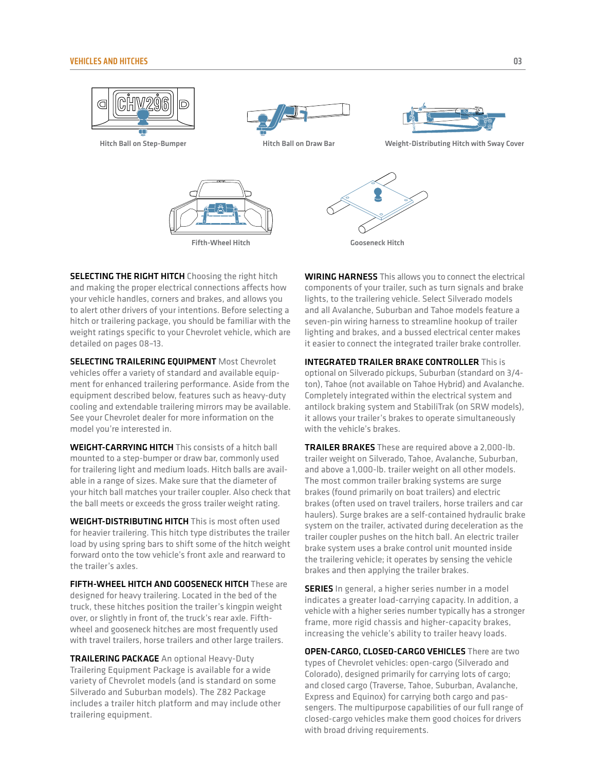Hitch Ball on Step-Bumper

Hitch Ball on Draw Bar

Weight-Distributing Hitch with Sway Cover

Fifth-Wheel Hitch

Gooseneck Hitch

**SELECTING THE RIGHT HITCH** Choosing the right hitch and making the proper electrical connections affects how your vehicle handles, corners and brakes, and allows you to alert other drivers of your intentions. Before selecting a hitch or trailering package, you should be familiar with the weight ratings specific to your Chevrolet vehicle, which are detailed on pages 08–13.

**SELECTING TRAILERING EQUIPMENT** Most Chevrolet vehicles offer a variety of standard and available equipment for enhanced trailering performance. Aside from the equipment described below, features such as heavy-duty cooling and extendable trailering mirrors may be available. See your Chevrolet dealer for more information on the model you're interested in.

**WEIGHT-CARRYING HITCH** This consists of a hitch ball mounted to a step-bumper or draw bar, commonly used for trailering light and medium loads. Hitch balls are available in a range of sizes. Make sure that the diameter of your hitch ball matches your trailer coupler. Also check that the ball meets or exceeds the gross trailer weight rating.

**WEIGHT-DISTRIBUTING HITCH** This is most often used for heavier trailering. This hitch type distributes the trailer load by using spring bars to shift some of the hitch weight forward onto the tow vehicle's front axle and rearward to the trailer's axles.

**FIFTH-WHEEL HITCH AND GOOSENECK HITCH** These are designed for heavy trailering. Located in the bed of the truck, these hitches position the trailer's kingpin weight over, or slightly in front of, the truck's rear axle. Fifth-wheel and gooseneck hitches are most frequently used with travel trailers, horse trailers and other large trailers.

**TRAILERING PACKAGE** An optional Heavy-Duty Trailering Equipment Package is available for a wide variety of Chevrolet models (and is standard on some Silverado and Suburban models). The Z82 Package includes a trailer hitch platform and may include other trailering equipment.

**WIRING HARNESS** This allows you to connect the electrical components of your trailer, such as turn signals and brake lights, to the trailering vehicle. Select Silverado models and all Avalanche, Suburban and Tahoe models feature a seven-pin wiring harness to streamline hookup of trailer lighting and brakes, and a bussed electrical center makes it easier to connect the integrated trailer brake controller.

**INTEGRATED TRAILER BRAKE CONTROLLER** This is optional on Silverado pickups, Suburban (standard on 3/4-ton), Tahoe (not available on Tahoe Hybrid) and Avalanche. Completely integrated within the electrical system and antilock braking system and StabiliTrak (on SRW models), it allows your trailer's brakes to operate simultaneously with the vehicle's brakes.

**TRAILER BRAKES** These are required above a 2,000-lb. trailer weight on Silverado, Tahoe, Avalanche, Suburban, and above a 1,000-lb. trailer weight on all other models. The most common trailer braking systems are surge brakes (found primarily on boat trailers) and electric brakes (often used on travel trailers, horse trailers and car haulers). Surge brakes are a self-contained hydraulic brake system on the trailer, activated during deceleration as the trailer coupler pushes on the hitch ball. An electric trailer brake system uses a brake control unit mounted inside the trailering vehicle; it operates by sensing the vehicle brakes and then applying the trailer brakes.

**SERIES** In general, a higher series number in a model indicates a greater load-carrying capacity. In addition, a vehicle with a higher series number typically has a stronger frame, more rigid chassis and higher-capacity brakes, increasing the vehicle's ability to trailer heavy loads.

**OPEN-CARGO, CLOSED-CARGO VEHICLES** There are two types of Chevrolet vehicles: open-cargo (Silverado and Colorado), designed primarily for carrying lots of cargo; and closed cargo (Traverse, Tahoe, Suburban, Avalanche, Express and Equinox) for carrying both cargo and passengers. The multipurpose capabilities of our full range of closed-cargo vehicles make them good choices for drivers with broad driving requirements.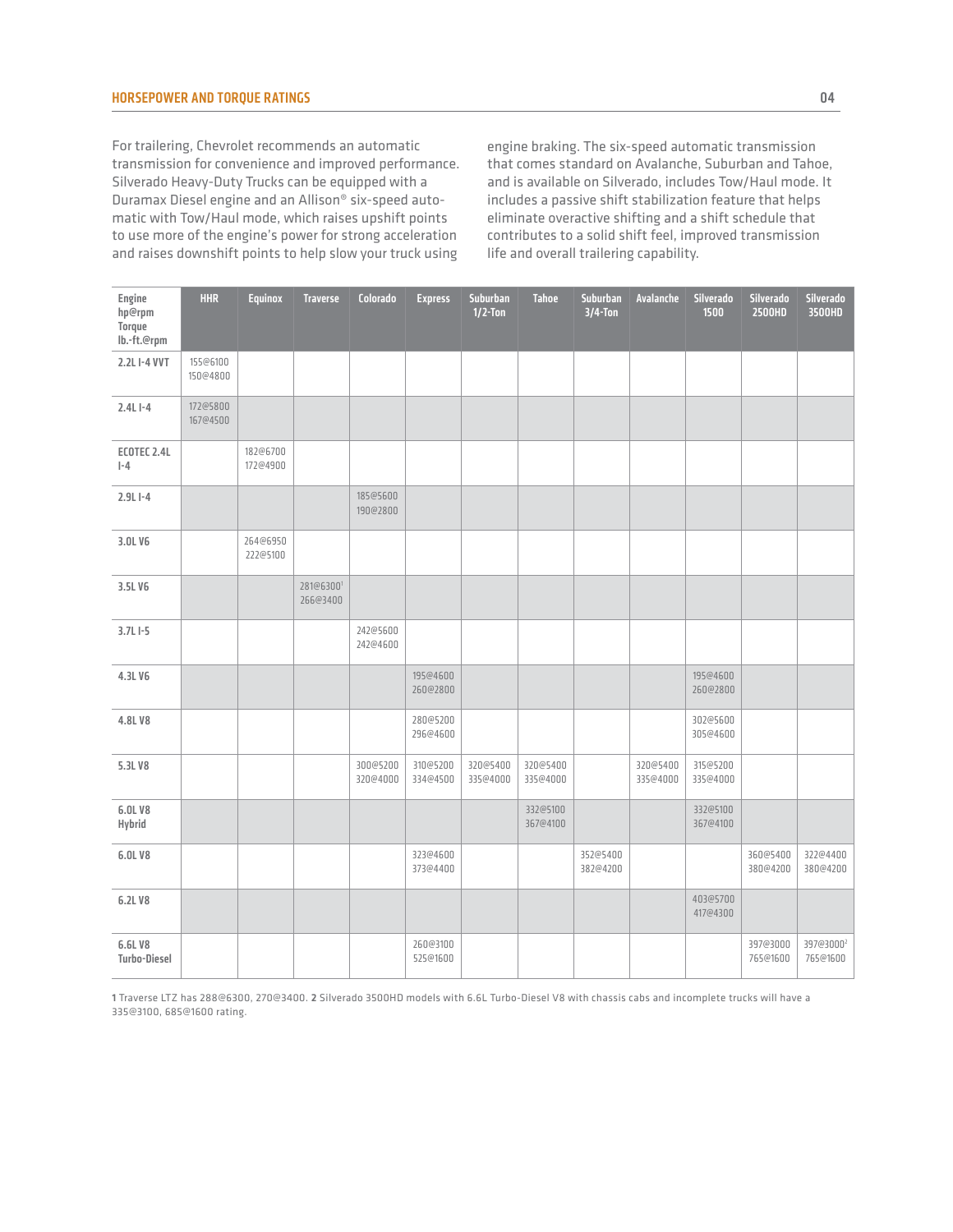## HORSEPOWER AND TORQUE RATINGS

For trailering, Chevrolet recommends an automatic transmission for convenience and improved performance. Silverado Heavy-Duty Trucks can be equipped with a Duramax Diesel engine and an Allison® six-speed automatic with Tow/Haul mode, which raises upshift points to use more of the engine's power for strong acceleration and raises downshift points to help slow your truck using engine braking. The six-speed automatic transmission that comes standard on Avalanche, Suburban and Tahoe, and is available on Silverado, includes Tow/Haul mode. It includes a passive shift stabilization feature that helps eliminate overactive shifting and a shift schedule that contributes to a solid shift feel, improved transmission life and overall trailering capability.

| Engine hp@rpm Torque lb.-ft.@rpm | HHR | Equinox | Traverse | Colorado | Express | Suburban 1/2-Ton | Tahoe | Suburban 3/4-Ton | Avalanche | Silverado 1500 | Silverado 2500HD | Silverado 3500HD |
|---|---|---|---|---|---|---|---|---|---|---|---|---|
| 2.2L I-4 VVT | 155@6100 150@4800 | | | | | | | | | | | |
| 2.4L I-4 | 172@5800 167@4500 | | | | | | | | | | | |
| ECOTEC 2.4L I-4 | | 182@6700 172@4900 | | | | | | | | | | |
| 2.9L I-4 | | | | 185@5600 190@2800 | | | | | | | | |
| 3.0L V6 | | 264@6950 222@5100 | | | | | | | | | | |
| 3.5L V6 | | | 281@6300[1] 266@3400 | | | | | | | | | |
| 3.7L I-5 | | | | 242@5600 242@4600 | | | | | | | | |
| 4.3L V6 | | | | | 195@4600 260@2800 | | | | | 195@4600 260@2800 | | |
| 4.8L V8 | | | | | 280@5200 296@4600 | | | | | 302@5600 305@4600 | | |
| 5.3L V8 | | | | 300@5200 320@4000 | 310@5200 334@4500 | 320@5400 335@4000 | 320@5400 335@4000 | | 320@5400 335@4000 | 315@5200 335@4000 | | |
| 6.0L V8 Hybrid | | | | | | | 332@5100 367@4100 | | | 332@5100 367@4100 | | |
| 6.0L V8 | | | | | 323@4600 373@4400 | | | 352@5400 382@4200 | | | 360@5400 380@4200 | 322@4400 380@4200 |
| 6.2L V8 | | | | | | | | | | 403@5700 417@4300 | | |
| 6.6L V8 Turbo-Diesel | | | | | 260@3100 525@1600 | | | | | | 397@3000 765@1600 | 397@3000[2] 765@1600 |

**1** Traverse LTZ has 288@6300, 270@3400. **2** Silverado 3500HD models with 6.6L Turbo-Diesel V8 with chassis cabs and incomplete trucks will have a 335@3100, 685@1600 rating.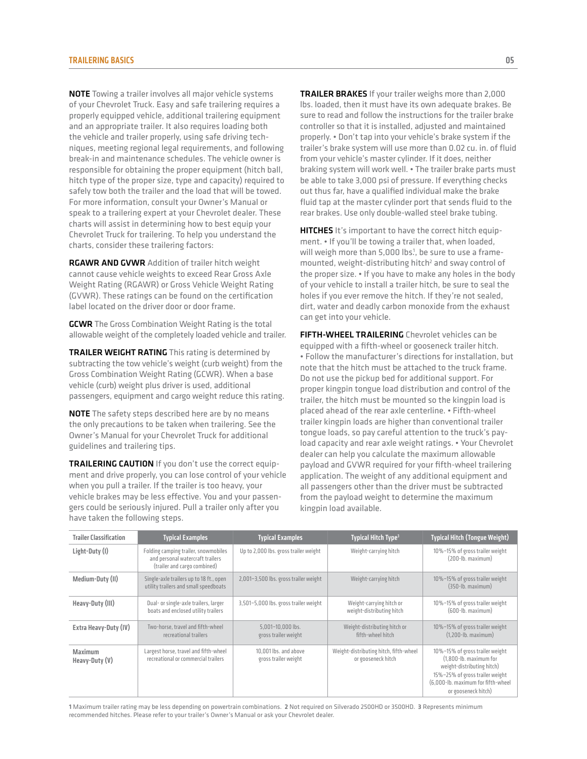**NOTE** Towing a trailer involves all major vehicle systems of your Chevrolet Truck. Easy and safe trailering requires a properly equipped vehicle, additional trailering equipment and an appropriate trailer. It also requires loading both the vehicle and trailer properly, using safe driving techniques, meeting regional legal requirements, and following break-in and maintenance schedules. The vehicle owner is responsible for obtaining the proper equipment (hitch ball, hitch type of the proper size, type and capacity) required to safely tow both the trailer and the load that will be towed. For more information, consult your Owner's Manual or speak to a trailering expert at your Chevrolet dealer. These charts will assist in determining how to best equip your Chevrolet Truck for trailering. To help you understand the charts, consider these trailering factors:

**RGAWR AND GVWR** Addition of trailer hitch weight cannot cause vehicle weights to exceed Rear Gross Axle Weight Rating (RGAWR) or Gross Vehicle Weight Rating (GVWR). These ratings can be found on the certification label located on the driver door or door frame.

**GCWR** The Gross Combination Weight Rating is the total allowable weight of the completely loaded vehicle and trailer.

**TRAILER WEIGHT RATING** This rating is determined by subtracting the tow vehicle's weight (curb weight) from the Gross Combination Weight Rating (GCWR). When a base vehicle (curb) weight plus driver is used, additional passengers, equipment and cargo weight reduce this rating.

**NOTE** The safety steps described here are by no means the only precautions to be taken when trailering. See the Owner's Manual for your Chevrolet Truck for additional guidelines and trailering tips.

**TRAILERING CAUTION** If you don't use the correct equipment and drive properly, you can lose control of your vehicle when you pull a trailer. If the trailer is too heavy, your vehicle brakes may be less effective. You and your passengers could be seriously injured. Pull a trailer only after you have taken the following steps.

**TRAILER BRAKES** If your trailer weighs more than 2,000 lbs. loaded, then it must have its own adequate brakes. Be sure to read and follow the instructions for the trailer brake controller so that it is installed, adjusted and maintained properly. • Don't tap into your vehicle's brake system if the trailer's brake system will use more than 0.02 cu. in. of fluid from your vehicle's master cylinder. If it does, neither braking system will work well. • The trailer brake parts must be able to take 3,000 psi of pressure. If everything checks out thus far, have a qualified individual make the brake fluid tap at the master cylinder port that sends fluid to the rear brakes. Use only double-walled steel brake tubing.

**HITCHES** It's important to have the correct hitch equipment. • If you'll be towing a trailer that, when loaded, will weigh more than 5,000 lbs.[1], be sure to use a frame-mounted, weight-distributing hitch[2] and sway control of the proper size. • If you have to make any holes in the body of your vehicle to install a trailer hitch, be sure to seal the holes if you ever remove the hitch. If they're not sealed, dirt, water and deadly carbon monoxide from the exhaust can get into your vehicle.

**FIFTH-WHEEL TRAILERING** Chevrolet vehicles can be equipped with a fifth-wheel or gooseneck trailer hitch. • Follow the manufacturer's directions for installation, but note that the hitch must be attached to the truck frame. Do not use the pickup bed for additional support. For proper kingpin tongue load distribution and control of the trailer, the hitch must be mounted so the kingpin load is placed ahead of the rear axle centerline. • Fifth-wheel trailer kingpin loads are higher than conventional trailer tongue loads, so pay careful attention to the truck's payload capacity and rear axle weight ratings. • Your Chevrolet dealer can help you calculate the maximum allowable payload and GVWR required for your fifth-wheel trailering application. The weight of any additional equipment and all passengers other than the driver must be subtracted from the payload weight to determine the maximum kingpin load available.

| Trailer Classification | Typical Examples | Typical Examples | Typical Hitch Type[3] | Typical Hitch (Tongue Weight) |
|---|---|---|---|---|
| Light-Duty (I) | Folding camping trailer, snowmobiles and personal watercraft trailers (trailer and cargo combined) | Up to 2,000 lbs. gross trailer weight | Weight-carrying hitch | 10%–15% of gross trailer weight (200-lb. maximum) |
| Medium-Duty (II) | Single-axle trailers up to 18 ft., open utility trailers and small speedboats | 2,001–3,500 lbs. gross trailer weight | Weight-carrying hitch | 10%–15% of gross trailer weight (350-lb. maximum) |
| Heavy-Duty (III) | Dual- or single-axle trailers, larger boats and enclosed utility trailers | 3,501–5,000 lbs. gross trailer weight | Weight-carrying hitch or weight-distributing hitch | 10%–15% of gross trailer weight (600-lb. maximum) |
| Extra Heavy-Duty (IV) | Two-horse, travel and fifth-wheel recreational trailers | 5,001–10,000 lbs. gross trailer weight | Weight-distributing hitch or fifth-wheel hitch | 10%–15% of gross trailer weight (1,200-lb. maximum) |
| Maximum Heavy-Duty (V) | Largest horse, travel and fifth-wheel recreational or commercial trailers | 10,001 lbs. and above gross trailer weight | Weight-distributing hitch, fifth-wheel or gooseneck hitch | 10%–15% of gross trailer weight (1,800-lb. maximum for weight-distributing hitch) 15%–25% of gross trailer weight (6,000-lb. maximum for fifth-wheel or gooseneck hitch) |

1 Maximum trailer rating may be less depending on powertrain combinations. 2 Not required on Silverado 2500HD or 3500HD. 3 Represents minimum recommended hitches. Please refer to your trailer's Owner's Manual or ask your Chevrolet dealer.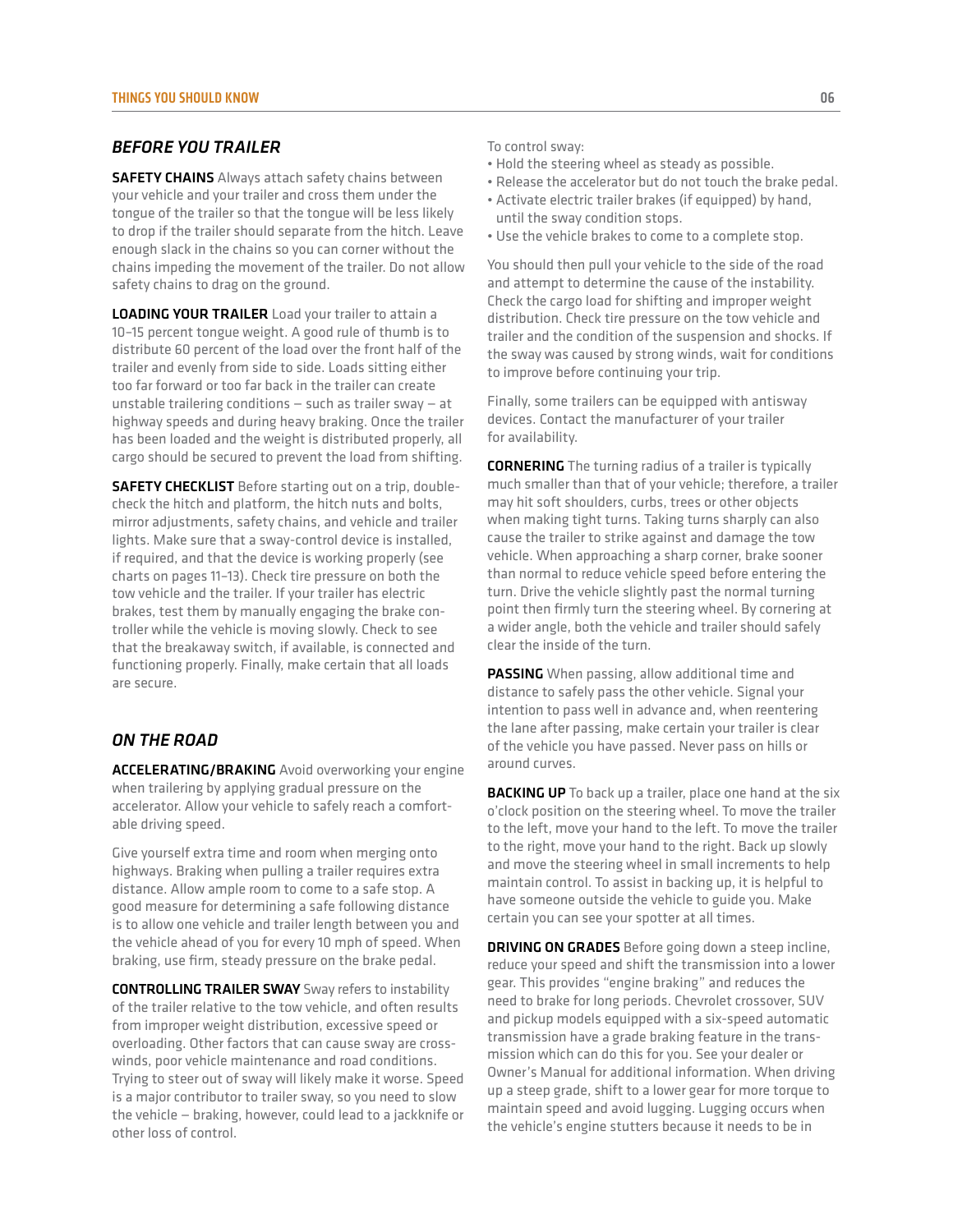## *BEFORE YOU TRAILER*

**SAFETY CHAINS** Always attach safety chains between your vehicle and your trailer and cross them under the tongue of the trailer so that the tongue will be less likely to drop if the trailer should separate from the hitch. Leave enough slack in the chains so you can corner without the chains impeding the movement of the trailer. Do not allow safety chains to drag on the ground.

**LOADING YOUR TRAILER** Load your trailer to attain a 10–15 percent tongue weight. A good rule of thumb is to distribute 60 percent of the load over the front half of the trailer and evenly from side to side. Loads sitting either too far forward or too far back in the trailer can create unstable trailering conditions — such as trailer sway — at highway speeds and during heavy braking. Once the trailer has been loaded and the weight is distributed properly, all cargo should be secured to prevent the load from shifting.

**SAFETY CHECKLIST** Before starting out on a trip, double-check the hitch and platform, the hitch nuts and bolts, mirror adjustments, safety chains, and vehicle and trailer lights. Make sure that a sway-control device is installed, if required, and that the device is working properly (see charts on pages 11–13). Check tire pressure on both the tow vehicle and the trailer. If your trailer has electric brakes, test them by manually engaging the brake controller while the vehicle is moving slowly. Check to see that the breakaway switch, if available, is connected and functioning properly. Finally, make certain that all loads are secure.

## *ON THE ROAD*

**ACCELERATING/BRAKING** Avoid overworking your engine when trailering by applying gradual pressure on the accelerator. Allow your vehicle to safely reach a comfortable driving speed.

Give yourself extra time and room when merging onto highways. Braking when pulling a trailer requires extra distance. Allow ample room to come to a safe stop. A good measure for determining a safe following distance is to allow one vehicle and trailer length between you and the vehicle ahead of you for every 10 mph of speed. When braking, use firm, steady pressure on the brake pedal.

**CONTROLLING TRAILER SWAY** Sway refers to instability of the trailer relative to the tow vehicle, and often results from improper weight distribution, excessive speed or overloading. Other factors that can cause sway are crosswinds, poor vehicle maintenance and road conditions. Trying to steer out of sway will likely make it worse. Speed is a major contributor to trailer sway, so you need to slow the vehicle — braking, however, could lead to a jackknife or other loss of control.

To control sway:

- Hold the steering wheel as steady as possible.
- Release the accelerator but do not touch the brake pedal.
- Activate electric trailer brakes (if equipped) by hand, until the sway condition stops.
- Use the vehicle brakes to come to a complete stop.

You should then pull your vehicle to the side of the road and attempt to determine the cause of the instability. Check the cargo load for shifting and improper weight distribution. Check tire pressure on the tow vehicle and trailer and the condition of the suspension and shocks. If the sway was caused by strong winds, wait for conditions to improve before continuing your trip.

Finally, some trailers can be equipped with antisway devices. Contact the manufacturer of your trailer for availability.

**CORNERING** The turning radius of a trailer is typically much smaller than that of your vehicle; therefore, a trailer may hit soft shoulders, curbs, trees or other objects when making tight turns. Taking turns sharply can also cause the trailer to strike against and damage the tow vehicle. When approaching a sharp corner, brake sooner than normal to reduce vehicle speed before entering the turn. Drive the vehicle slightly past the normal turning point then firmly turn the steering wheel. By cornering at a wider angle, both the vehicle and trailer should safely clear the inside of the turn.

**PASSING** When passing, allow additional time and distance to safely pass the other vehicle. Signal your intention to pass well in advance and, when reentering the lane after passing, make certain your trailer is clear of the vehicle you have passed. Never pass on hills or around curves.

**BACKING UP** To back up a trailer, place one hand at the six o'clock position on the steering wheel. To move the trailer to the left, move your hand to the left. To move the trailer to the right, move your hand to the right. Back up slowly and move the steering wheel in small increments to help maintain control. To assist in backing up, it is helpful to have someone outside the vehicle to guide you. Make certain you can see your spotter at all times.

**DRIVING ON GRADES** Before going down a steep incline, reduce your speed and shift the transmission into a lower gear. This provides "engine braking" and reduces the need to brake for long periods. Chevrolet crossover, SUV and pickup models equipped with a six-speed automatic transmission have a grade braking feature in the transmission which can do this for you. See your dealer or Owner's Manual for additional information. When driving up a steep grade, shift to a lower gear for more torque to maintain speed and avoid lugging. Lugging occurs when the vehicle's engine stutters because it needs to be in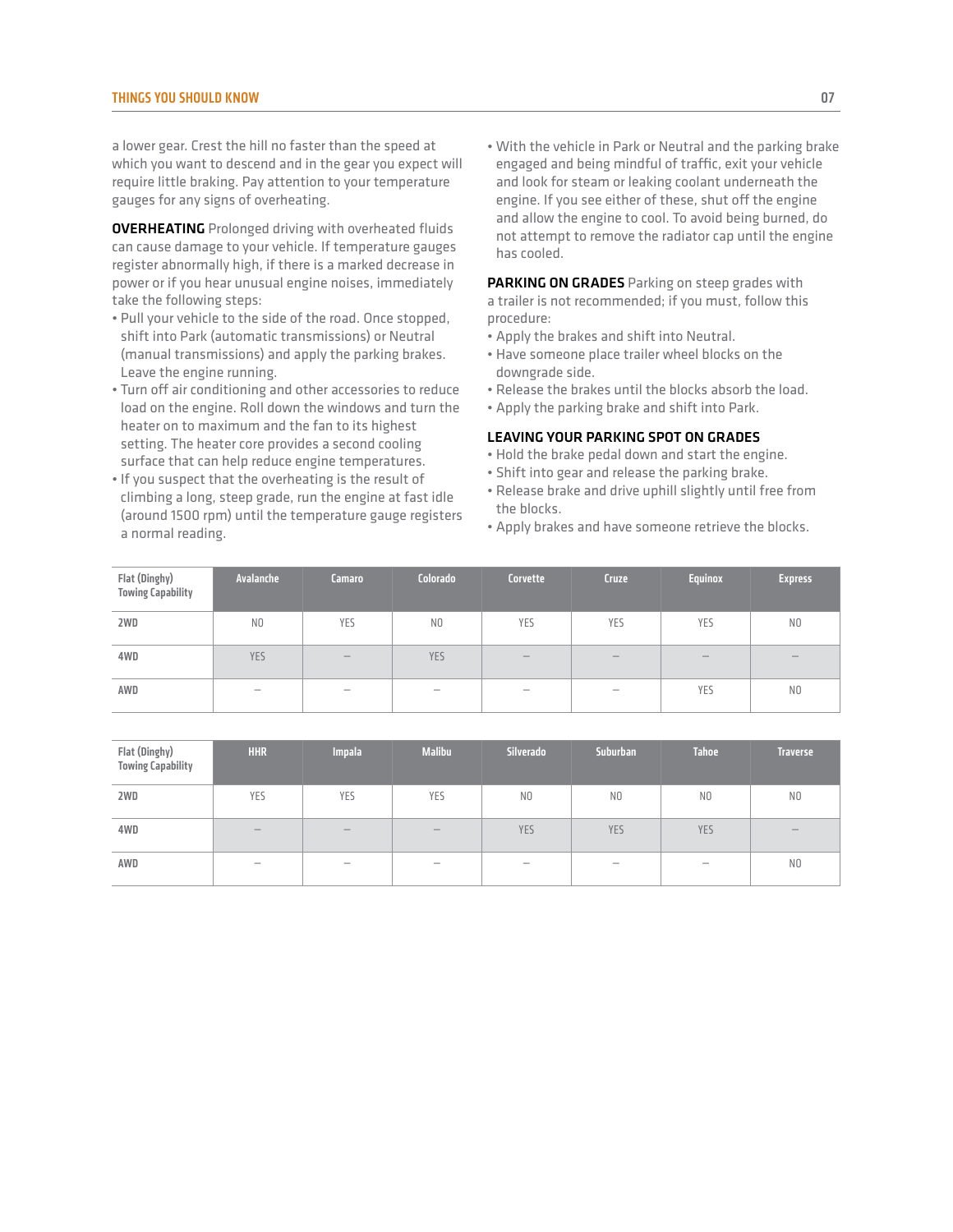a lower gear. Crest the hill no faster than the speed at which you want to descend and in the gear you expect will require little braking. Pay attention to your temperature gauges for any signs of overheating.

**OVERHEATING** Prolonged driving with overheated fluids can cause damage to your vehicle. If temperature gauges register abnormally high, if there is a marked decrease in power or if you hear unusual engine noises, immediately take the following steps:

- Pull your vehicle to the side of the road. Once stopped, shift into Park (automatic transmissions) or Neutral (manual transmissions) and apply the parking brakes. Leave the engine running.
- Turn off air conditioning and other accessories to reduce load on the engine. Roll down the windows and turn the heater on to maximum and the fan to its highest setting. The heater core provides a second cooling surface that can help reduce engine temperatures.
- If you suspect that the overheating is the result of climbing a long, steep grade, run the engine at fast idle (around 1500 rpm) until the temperature gauge registers a normal reading.
- With the vehicle in Park or Neutral and the parking brake engaged and being mindful of traffic, exit your vehicle and look for steam or leaking coolant underneath the engine. If you see either of these, shut off the engine and allow the engine to cool. To avoid being burned, do not attempt to remove the radiator cap until the engine has cooled.

**PARKING ON GRADES** Parking on steep grades with a trailer is not recommended; if you must, follow this procedure:

- Apply the brakes and shift into Neutral.
- Have someone place trailer wheel blocks on the downgrade side.
- Release the brakes until the blocks absorb the load.
- Apply the parking brake and shift into Park.

**LEAVING YOUR PARKING SPOT ON GRADES**

- Hold the brake pedal down and start the engine.
- Shift into gear and release the parking brake.
- Release brake and drive uphill slightly until free from the blocks.
- Apply brakes and have someone retrieve the blocks.

| Flat (Dinghy) Towing Capability | Avalanche | Camaro | Colorado | Corvette | Cruze | Equinox | Express |
|---|---|---|---|---|---|---|---|
| 2WD | NO | YES | NO | YES | YES | YES | NO |
| 4WD | YES | – | YES | – | – | – | – |
| AWD | – | – | – | – | – | YES | NO |

| Flat (Dinghy) Towing Capability | HHR | Impala | Malibu | Silverado | Suburban | Tahoe | Traverse |
|---|---|---|---|---|---|---|---|
| 2WD | YES | YES | YES | NO | NO | NO | NO |
| 4WD | – | – | – | YES | YES | YES | – |
| AWD | – | – | – | – | – | – | NO |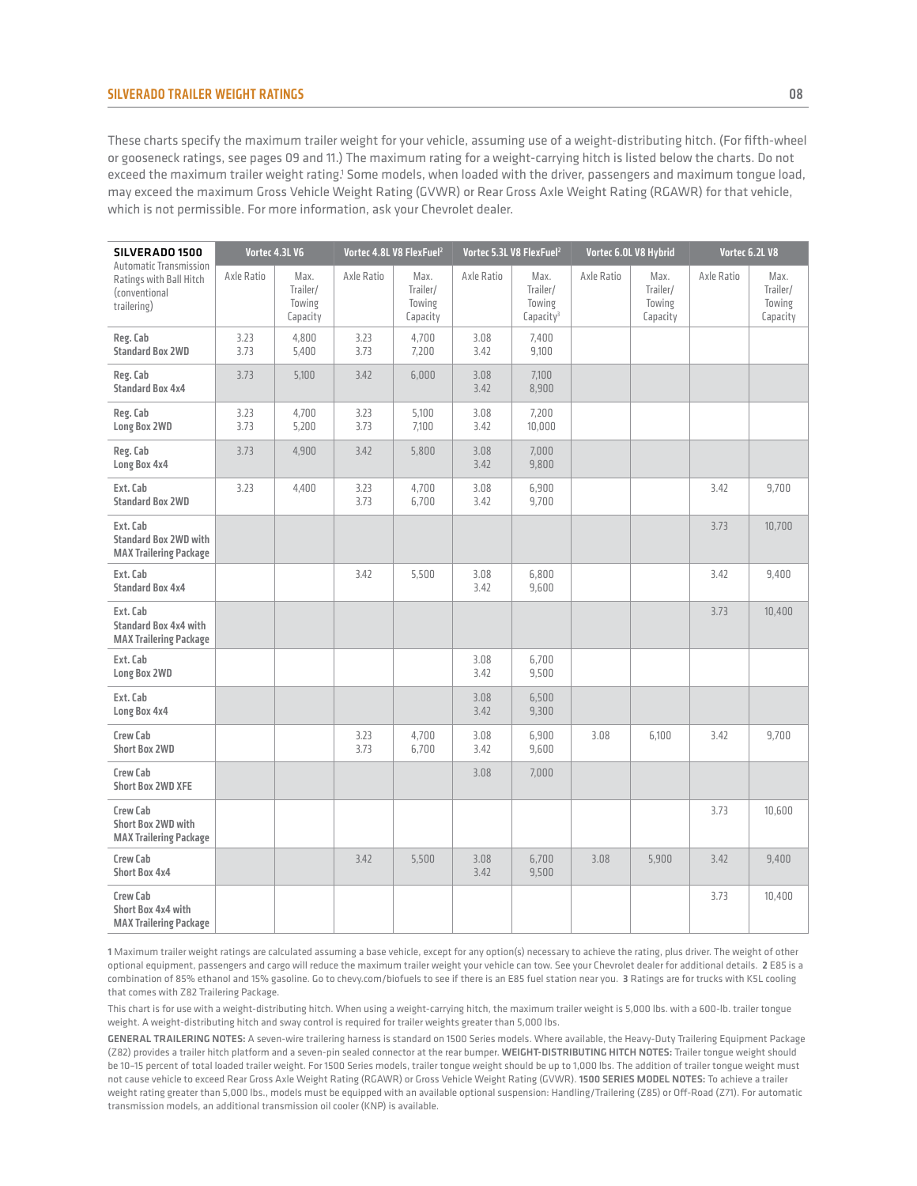## SILVERADO TRAILER WEIGHT RATINGS

These charts specify the maximum trailer weight for your vehicle, assuming use of a weight-distributing hitch. (For fifth-wheel or gooseneck ratings, see pages 09 and 11.) The maximum rating for a weight-carrying hitch is listed below the charts. Do not exceed the maximum trailer weight rating.[1] Some models, when loaded with the driver, passengers and maximum tongue load, may exceed the maximum Gross Vehicle Weight Rating (GVWR) or Rear Gross Axle Weight Rating (RGAWR) for that vehicle, which is not permissible. For more information, ask your Chevrolet dealer.

| SILVERADO 1500 Automatic Transmission Ratings with Ball Hitch (conventional trailering) | Vortec 4.3L V6 | | Vortec 4.8L V8 FlexFuel[2] | | Vortec 5.3L V8 FlexFuel[2] | | Vortec 6.0L V8 Hybrid | | Vortec 6.2L V8 | |
|---|---|---|---|---|---|---|---|---|---|---|
| | Axle Ratio | Max. Trailer/Towing Capacity | Axle Ratio | Max. Trailer/Towing Capacity | Axle Ratio | Max. Trailer/Towing Capacity[3] | Axle Ratio | Max. Trailer/Towing Capacity | Axle Ratio | Max. Trailer/Towing Capacity |
| **Reg. Cab Standard Box 2WD** | 3.23<br>3.73 | 4,800<br>5,400 | 3.23<br>3.73 | 4,700<br>7,200 | 3.08<br>3.42 | 7,400<br>9,100 | | | | |
| **Reg. Cab Standard Box 4x4** | 3.73 | 5,100 | 3.42 | 6,000 | 3.08<br>3.42 | 7,100<br>8,900 | | | | |
| **Reg. Cab Long Box 2WD** | 3.23<br>3.73 | 4,700<br>5,200 | 3.23<br>3.73 | 5,100<br>7,100 | 3.08<br>3.42 | 7,200<br>10,000 | | | | |
| **Reg. Cab Long Box 4x4** | 3.73 | 4,900 | 3.42 | 5,800 | 3.08<br>3.42 | 7,000<br>9,800 | | | | |
| **Ext. Cab Standard Box 2WD** | 3.23 | 4,400 | 3.23<br>3.73 | 4,700<br>6,700 | 3.08<br>3.42 | 6,900<br>9,700 | | | 3.42 | 9,700 |
| **Ext. Cab Standard Box 2WD with MAX Trailering Package** | | | | | | | | | 3.73 | 10,700 |
| **Ext. Cab Standard Box 4x4** | | | 3.42 | 5,500 | 3.08<br>3.42 | 6,800<br>9,600 | | | 3.42 | 9,400 |
| **Ext. Cab Standard Box 4x4 with MAX Trailering Package** | | | | | | | | | 3.73 | 10,400 |
| **Ext. Cab Long Box 2WD** | | | | | 3.08<br>3.42 | 6,700<br>9,500 | | | | |
| **Ext. Cab Long Box 4x4** | | | | | 3.08<br>3.42 | 6,500<br>9,300 | | | | |
| **Crew Cab Short Box 2WD** | | | 3.23<br>3.73 | 4,700<br>6,700 | 3.08<br>3.42 | 6,900<br>9,600 | 3.08 | 6,100 | 3.42 | 9,700 |
| **Crew Cab Short Box 2WD XFE** | | | | | 3.08 | 7,000 | | | | |
| **Crew Cab Short Box 2WD with MAX Trailering Package** | | | | | | | | | 3.73 | 10,600 |
| **Crew Cab Short Box 4x4** | | | 3.42 | 5,500 | 3.08<br>3.42 | 6,700<br>9,500 | 3.08 | 5,900 | 3.42 | 9,400 |
| **Crew Cab Short Box 4x4 with MAX Trailering Package** | | | | | | | | | 3.73 | 10,400 |

**1** Maximum trailer weight ratings are calculated assuming a base vehicle, except for any option(s) necessary to achieve the rating, plus driver. The weight of other optional equipment, passengers and cargo will reduce the maximum trailer weight your vehicle can tow. See your Chevrolet dealer for additional details. **2** E85 is a combination of 85% ethanol and 15% gasoline. Go to chevy.com/biofuels to see if there is an E85 fuel station near you. **3** Ratings are for trucks with KSL cooling that comes with Z82 Trailering Package.

This chart is for use with a weight-distributing hitch. When using a weight-carrying hitch, the maximum trailer weight is 5,000 lbs. with a 600-lb. trailer tongue weight. A weight-distributing hitch and sway control is required for trailer weights greater than 5,000 lbs.

**GENERAL TRAILERING NOTES:** A seven-wire trailering harness is standard on 1500 Series models. Where available, the Heavy-Duty Trailering Equipment Package (Z82) provides a trailer hitch platform and a seven-pin sealed connector at the rear bumper. **WEIGHT-DISTRIBUTING HITCH NOTES:** Trailer tongue weight should be 10–15 percent of total loaded trailer weight. For 1500 Series models, trailer tongue weight should be up to 1,000 lbs. The addition of trailer tongue weight must not cause vehicle to exceed Rear Gross Axle Weight Rating (RGAWR) or Gross Vehicle Weight Rating (GVWR). **1500 SERIES MODEL NOTES:** To achieve a trailer weight rating greater than 5,000 lbs., models must be equipped with an available optional suspension: Handling/Trailering (Z85) or Off-Road (Z71). For automatic transmission models, an additional transmission oil cooler (KNP) is available.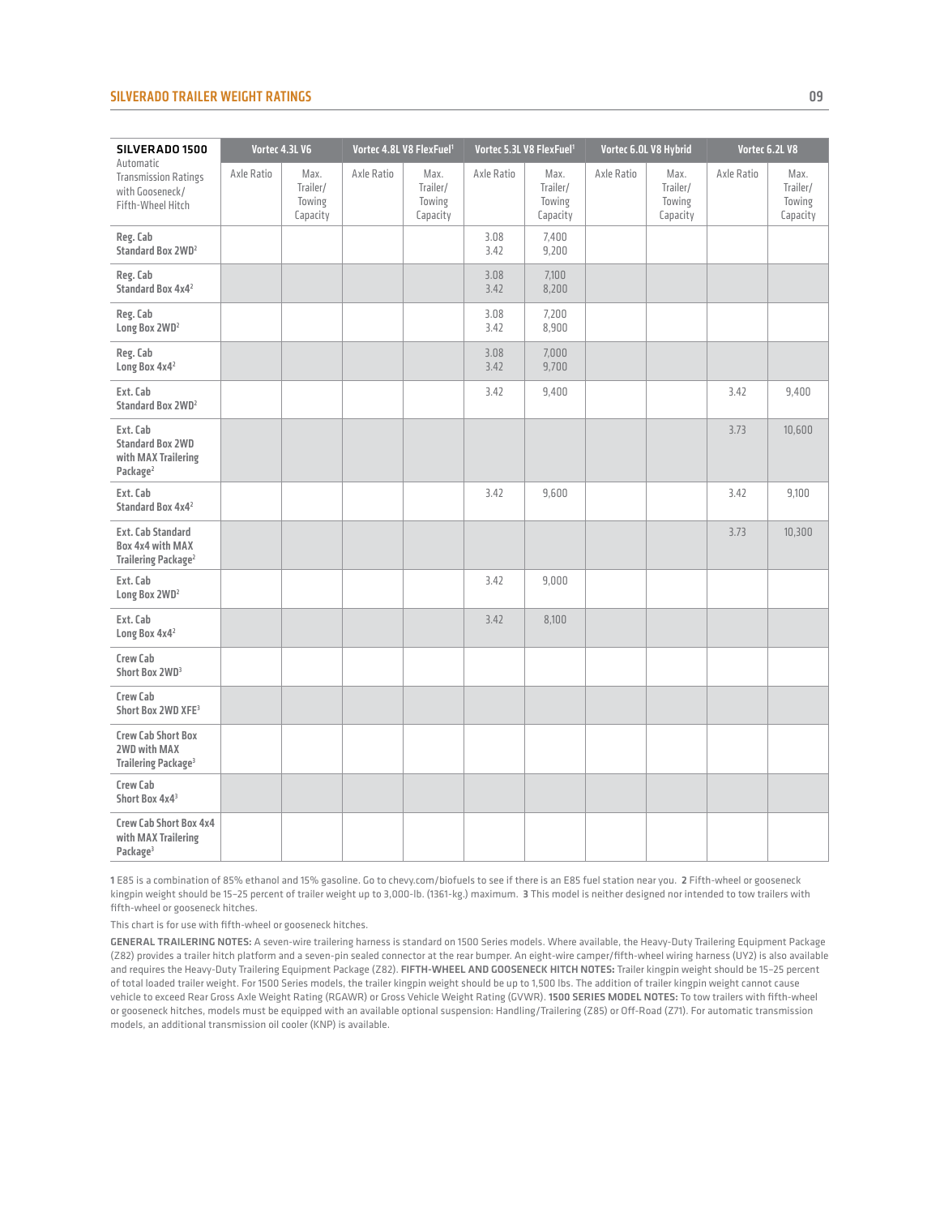## SILVERADO TRAILER WEIGHT RATINGS

| SILVERADO 1500 | Vortec 4.3L V6 | | Vortec 4.8L V8 FlexFuel[1] | | Vortec 5.3L V8 FlexFuel[1] | | Vortec 6.0L V8 Hybrid | | Vortec 6.2L V8 | |
|---|---|---|---|---|---|---|---|---|---|---|
| Automatic Transmission Ratings with Gooseneck/ Fifth-Wheel Hitch | Axle Ratio | Max. Trailer/ Towing Capacity | Axle Ratio | Max. Trailer/ Towing Capacity | Axle Ratio | Max. Trailer/ Towing Capacity | Axle Ratio | Max. Trailer/ Towing Capacity | Axle Ratio | Max. Trailer/ Towing Capacity |
| Reg. Cab Standard Box 2WD[2] | | | | | 3.08<br>3.42 | 7,400<br>9,200 | | | | |
| Reg. Cab Standard Box 4x4[2] | | | | | 3.08<br>3.42 | 7,100<br>8,200 | | | | |
| Reg. Cab Long Box 2WD[2] | | | | | 3.08<br>3.42 | 7,200<br>8,900 | | | | |
| Reg. Cab Long Box 4x4[2] | | | | | 3.08<br>3.42 | 7,000<br>9,700 | | | | |
| Ext. Cab Standard Box 2WD[2] | | | | | 3.42 | 9,400 | | | 3.42 | 9,400 |
| Ext. Cab Standard Box 2WD with MAX Trailering Package[2] | | | | | | | | | 3.73 | 10,600 |
| Ext. Cab Standard Box 4x4[2] | | | | | 3.42 | 9,600 | | | 3.42 | 9,100 |
| Ext. Cab Standard Box 4x4 with MAX Trailering Package[2] | | | | | | | | | 3.73 | 10,300 |
| Ext. Cab Long Box 2WD[2] | | | | | 3.42 | 9,000 | | | | |
| Ext. Cab Long Box 4x4[2] | | | | | 3.42 | 8,100 | | | | |
| Crew Cab Short Box 2WD[3] | | | | | | | | | | |
| Crew Cab Short Box 2WD XFE[3] | | | | | | | | | | |
| Crew Cab Short Box 2WD with MAX Trailering Package[3] | | | | | | | | | | |
| Crew Cab Short Box 4x4[3] | | | | | | | | | | |
| Crew Cab Short Box 4x4 with MAX Trailering Package[3] | | | | | | | | | | |

**1** E85 is a combination of 85% ethanol and 15% gasoline. Go to chevy.com/biofuels to see if there is an E85 fuel station near you. **2** Fifth-wheel or gooseneck kingpin weight should be 15–25 percent of trailer weight up to 3,000-lb. (1361-kg.) maximum. **3** This model is neither designed nor intended to tow trailers with fifth-wheel or gooseneck hitches.

This chart is for use with fifth-wheel or gooseneck hitches.

**GENERAL TRAILERING NOTES:** A seven-wire trailering harness is standard on 1500 Series models. Where available, the Heavy-Duty Trailering Equipment Package (Z82) provides a trailer hitch platform and a seven-pin sealed connector at the rear bumper. An eight-wire camper/fifth-wheel wiring harness (UY2) is also available and requires the Heavy-Duty Trailering Equipment Package (Z82). **FIFTH-WHEEL AND GOOSENECK HITCH NOTES:** Trailer kingpin weight should be 15–25 percent of total loaded trailer weight. For 1500 Series models, the trailer kingpin weight should be up to 1,500 lbs. The addition of trailer kingpin weight cannot cause vehicle to exceed Rear Gross Axle Weight Rating (RGAWR) or Gross Vehicle Weight Rating (GVWR). **1500 SERIES MODEL NOTES:** To tow trailers with fifth-wheel or gooseneck hitches, models must be equipped with an available optional suspension: Handling/Trailering (Z85) or Off-Road (Z71). For automatic transmission models, an additional transmission oil cooler (KNP) is available.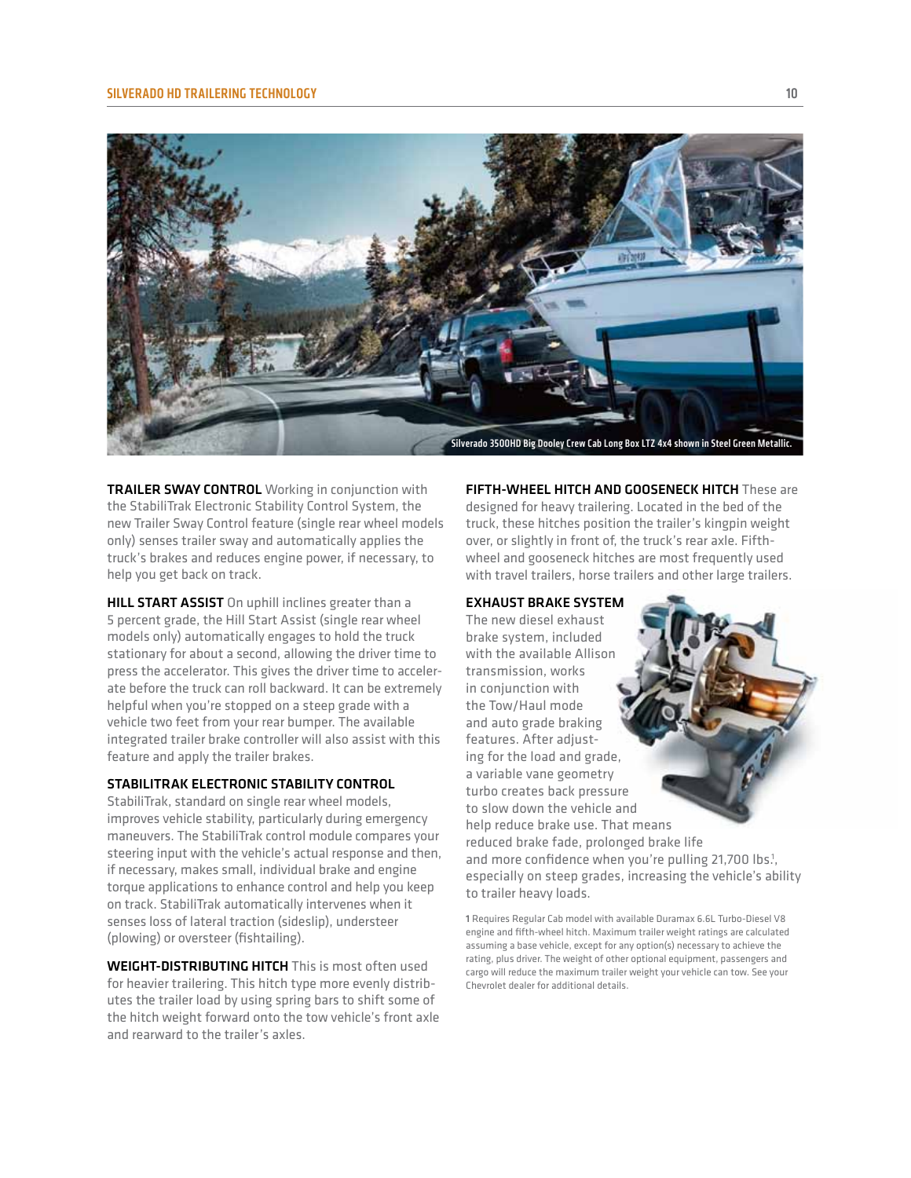Silverado 3500HD Big Dooley Crew Cab Long Box LTZ 4x4 shown in Steel Green Metallic.

**TRAILER SWAY CONTROL** Working in conjunction with the StabiliTrak Electronic Stability Control System, the new Trailer Sway Control feature (single rear wheel models only) senses trailer sway and automatically applies the truck's brakes and reduces engine power, if necessary, to help you get back on track.

**HILL START ASSIST** On uphill inclines greater than a 5 percent grade, the Hill Start Assist (single rear wheel models only) automatically engages to hold the truck stationary for about a second, allowing the driver time to press the accelerator. This gives the driver time to accelerate before the truck can roll backward. It can be extremely helpful when you're stopped on a steep grade with a vehicle two feet from your rear bumper. The available integrated trailer brake controller will also assist with this feature and apply the trailer brakes.

**STABILITRAK ELECTRONIC STABILITY CONTROL**
StabiliTrak, standard on single rear wheel models, improves vehicle stability, particularly during emergency maneuvers. The StabiliTrak control module compares your steering input with the vehicle's actual response and then, if necessary, makes small, individual brake and engine torque applications to enhance control and help you keep on track. StabiliTrak automatically intervenes when it senses loss of lateral traction (sideslip), understeer (plowing) or oversteer (fishtailing).

**WEIGHT-DISTRIBUTING HITCH** This is most often used for heavier trailering. This hitch type more evenly distributes the trailer load by using spring bars to shift some of the hitch weight forward onto the tow vehicle's front axle and rearward to the trailer's axles.

**FIFTH-WHEEL HITCH AND GOOSENECK HITCH** These are designed for heavy trailering. Located in the bed of the truck, these hitches position the trailer's kingpin weight over, or slightly in front of, the truck's rear axle. Fifth-wheel and gooseneck hitches are most frequently used with travel trailers, horse trailers and other large trailers.

**EXHAUST BRAKE SYSTEM**
The new diesel exhaust brake system, included with the available Allison transmission, works in conjunction with the Tow/Haul mode and auto grade braking features. After adjusting for the load and grade, a variable vane geometry turbo creates back pressure to slow down the vehicle and help reduce brake use. That means reduced brake fade, prolonged brake life and more confidence when you're pulling 21,700 lbs.[1], especially on steep grades, increasing the vehicle's ability to trailer heavy loads.

1 Requires Regular Cab model with available Duramax 6.6L Turbo-Diesel V8 engine and fifth-wheel hitch. Maximum trailer weight ratings are calculated assuming a base vehicle, except for any option(s) necessary to achieve the rating, plus driver. The weight of other optional equipment, passengers and cargo will reduce the maximum trailer weight your vehicle can tow. See your Chevrolet dealer for additional details.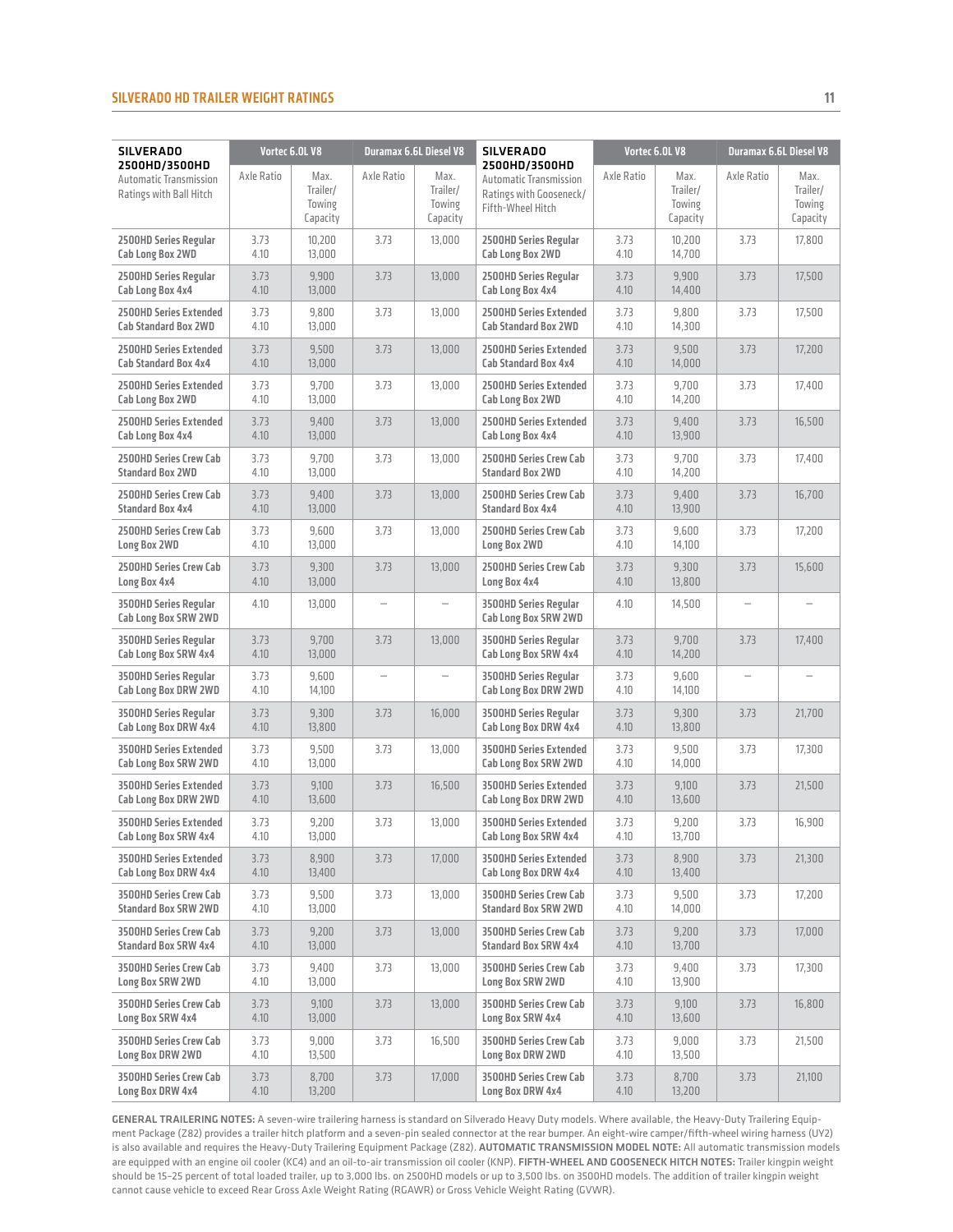## SILVERADO HD TRAILER WEIGHT RATINGS

| SILVERADO 2500HD/3500HD Automatic Transmission Ratings with Ball Hitch | Vortec 6.0L V8 | | Duramax 6.6L Diesel V8 | |
|---|---|---|---|---|
| | Axle Ratio | Max. Trailer/ Towing Capacity | Axle Ratio | Max. Trailer/ Towing Capacity |
| **2500HD Series Regular Cab Long Box 2WD** | 3.73<br>4.10 | 10,200<br>13,000 | 3.73 | 13,000 |
| **2500HD Series Regular Cab Long Box 4x4** | 3.73<br>4.10 | 9,900<br>13,000 | 3.73 | 13,000 |
| **2500HD Series Extended Cab Standard Box 2WD** | 3.73<br>4.10 | 9,800<br>13,000 | 3.73 | 13,000 |
| **2500HD Series Extended Cab Standard Box 4x4** | 3.73<br>4.10 | 9,500<br>13,000 | 3.73 | 13,000 |
| **2500HD Series Extended Cab Long Box 2WD** | 3.73<br>4.10 | 9,700<br>13,000 | 3.73 | 13,000 |
| **2500HD Series Extended Cab Long Box 4x4** | 3.73<br>4.10 | 9,400<br>13,000 | 3.73 | 13,000 |
| **2500HD Series Crew Cab Standard Box 2WD** | 3.73<br>4.10 | 9,700<br>13,000 | 3.73 | 13,000 |
| **2500HD Series Crew Cab Standard Box 4x4** | 3.73<br>4.10 | 9,400<br>13,000 | 3.73 | 13,000 |
| **2500HD Series Crew Cab Long Box 2WD** | 3.73<br>4.10 | 9,600<br>13,000 | 3.73 | 13,000 |
| **2500HD Series Crew Cab Long Box 4x4** | 3.73<br>4.10 | 9,300<br>13,000 | 3.73 | 13,000 |
| **3500HD Series Regular Cab Long Box SRW 2WD** | 4.10 | 13,000 | – | – |
| **3500HD Series Regular Cab Long Box SRW 4x4** | 3.73<br>4.10 | 9,700<br>13,000 | 3.73 | 13,000 |
| **3500HD Series Regular Cab Long Box DRW 2WD** | 3.73<br>4.10 | 9,600<br>14,100 | – | – |
| **3500HD Series Regular Cab Long Box DRW 4x4** | 3.73<br>4.10 | 9,300<br>13,800 | 3.73 | 16,000 |
| **3500HD Series Extended Cab Long Box SRW 2WD** | 3.73<br>4.10 | 9,500<br>13,000 | 3.73 | 13,000 |
| **3500HD Series Extended Cab Long Box DRW 2WD** | 3.73<br>4.10 | 9,100<br>13,600 | 3.73 | 16,500 |
| **3500HD Series Extended Cab Long Box SRW 4x4** | 3.73<br>4.10 | 9,200<br>13,000 | 3.73 | 13,000 |
| **3500HD Series Extended Cab Long Box DRW 4x4** | 3.73<br>4.10 | 8,900<br>13,400 | 3.73 | 17,000 |
| **3500HD Series Crew Cab Standard Box SRW 2WD** | 3.73<br>4.10 | 9,500<br>13,000 | 3.73 | 13,000 |
| **3500HD Series Crew Cab Standard Box SRW 4x4** | 3.73<br>4.10 | 9,200<br>13,000 | 3.73 | 13,000 |
| **3500HD Series Crew Cab Long Box SRW 2WD** | 3.73<br>4.10 | 9,400<br>13,000 | 3.73 | 13,000 |
| **3500HD Series Crew Cab Long Box SRW 4x4** | 3.73<br>4.10 | 9,100<br>13,000 | 3.73 | 13,000 |
| **3500HD Series Crew Cab Long Box DRW 2WD** | 3.73<br>4.10 | 9,000<br>13,500 | 3.73 | 16,500 |
| **3500HD Series Crew Cab Long Box DRW 4x4** | 3.73<br>4.10 | 8,700<br>13,200 | 3.73 | 17,000 |

| SILVERADO 2500HD/3500HD Automatic Transmission Ratings with Gooseneck/ Fifth-Wheel Hitch | Vortec 6.0L V8 | | Duramax 6.6L Diesel V8 | |
|---|---|---|---|---|
| | Axle Ratio | Max. Trailer/ Towing Capacity | Axle Ratio | Max. Trailer/ Towing Capacity |
| **2500HD Series Regular Cab Long Box 2WD** | 3.73<br>4.10 | 10,200<br>14,700 | 3.73 | 17,800 |
| **2500HD Series Regular Cab Long Box 4x4** | 3.73<br>4.10 | 9,900<br>14,400 | 3.73 | 17,500 |
| **2500HD Series Extended Cab Standard Box 2WD** | 3.73<br>4.10 | 9,800<br>14,300 | 3.73 | 17,500 |
| **2500HD Series Extended Cab Standard Box 4x4** | 3.73<br>4.10 | 9,500<br>14,000 | 3.73 | 17,200 |
| **2500HD Series Extended Cab Long Box 2WD** | 3.73<br>4.10 | 9,700<br>14,200 | 3.73 | 17,400 |
| **2500HD Series Extended Cab Long Box 4x4** | 3.73<br>4.10 | 9,400<br>13,900 | 3.73 | 16,500 |
| **2500HD Series Crew Cab Standard Box 2WD** | 3.73<br>4.10 | 9,700<br>14,200 | 3.73 | 17,400 |
| **2500HD Series Crew Cab Standard Box 4x4** | 3.73<br>4.10 | 9,400<br>13,900 | 3.73 | 16,700 |
| **2500HD Series Crew Cab Long Box 2WD** | 3.73<br>4.10 | 9,600<br>14,100 | 3.73 | 17,200 |
| **2500HD Series Crew Cab Long Box 4x4** | 3.73<br>4.10 | 9,300<br>13,800 | 3.73 | 15,600 |
| **3500HD Series Regular Cab Long Box SRW 2WD** | 4.10 | 14,500 | – | – |
| **3500HD Series Regular Cab Long Box SRW 4x4** | 3.73<br>4.10 | 9,700<br>14,200 | 3.73 | 17,400 |
| **3500HD Series Regular Cab Long Box DRW 2WD** | 3.73<br>4.10 | 9,600<br>14,100 | – | – |
| **3500HD Series Regular Cab Long Box DRW 4x4** | 3.73<br>4.10 | 9,300<br>13,800 | 3.73 | 21,700 |
| **3500HD Series Extended Cab Long Box SRW 2WD** | 3.73<br>4.10 | 9,500<br>14,000 | 3.73 | 17,300 |
| **3500HD Series Extended Cab Long Box DRW 2WD** | 3.73<br>4.10 | 9,100<br>13,600 | 3.73 | 21,500 |
| **3500HD Series Extended Cab Long Box SRW 4x4** | 3.73<br>4.10 | 9,200<br>13,700 | 3.73 | 16,900 |
| **3500HD Series Extended Cab Long Box DRW 4x4** | 3.73<br>4.10 | 8,900<br>13,400 | 3.73 | 21,300 |
| **3500HD Series Crew Cab Standard Box SRW 2WD** | 3.73<br>4.10 | 9,500<br>14,000 | 3.73 | 17,200 |
| **3500HD Series Crew Cab Standard Box SRW 4x4** | 3.73<br>4.10 | 9,200<br>13,700 | 3.73 | 17,000 |
| **3500HD Series Crew Cab Long Box SRW 2WD** | 3.73<br>4.10 | 9,400<br>13,900 | 3.73 | 17,300 |
| **3500HD Series Crew Cab Long Box SRW 4x4** | 3.73<br>4.10 | 9,100<br>13,600 | 3.73 | 16,800 |
| **3500HD Series Crew Cab Long Box DRW 2WD** | 3.73<br>4.10 | 9,000<br>13,500 | 3.73 | 21,500 |
| **3500HD Series Crew Cab Long Box DRW 4x4** | 3.73<br>4.10 | 8,700<br>13,200 | 3.73 | 21,100 |

**GENERAL TRAILERING NOTES:** A seven-wire trailering harness is standard on Silverado Heavy Duty models. Where available, the Heavy-Duty Trailering Equipment Package (Z82) provides a trailer hitch platform and a seven-pin sealed connector at the rear bumper. An eight-wire camper/fifth-wheel wiring harness (UY2) is also available and requires the Heavy-Duty Trailering Equipment Package (Z82). **AUTOMATIC TRANSMISSION MODEL NOTE:** All automatic transmission models are equipped with an engine oil cooler (KC4) and an oil-to-air transmission oil cooler (KNP). **FIFTH-WHEEL AND GOOSENECK HITCH NOTES:** Trailer kingpin weight should be 15–25 percent of total loaded trailer, up to 3,000 lbs. on 2500HD models or up to 3,500 lbs. on 3500HD models. The addition of trailer kingpin weight cannot cause vehicle to exceed Rear Gross Axle Weight Rating (RGAWR) or Gross Vehicle Weight Rating (GVWR).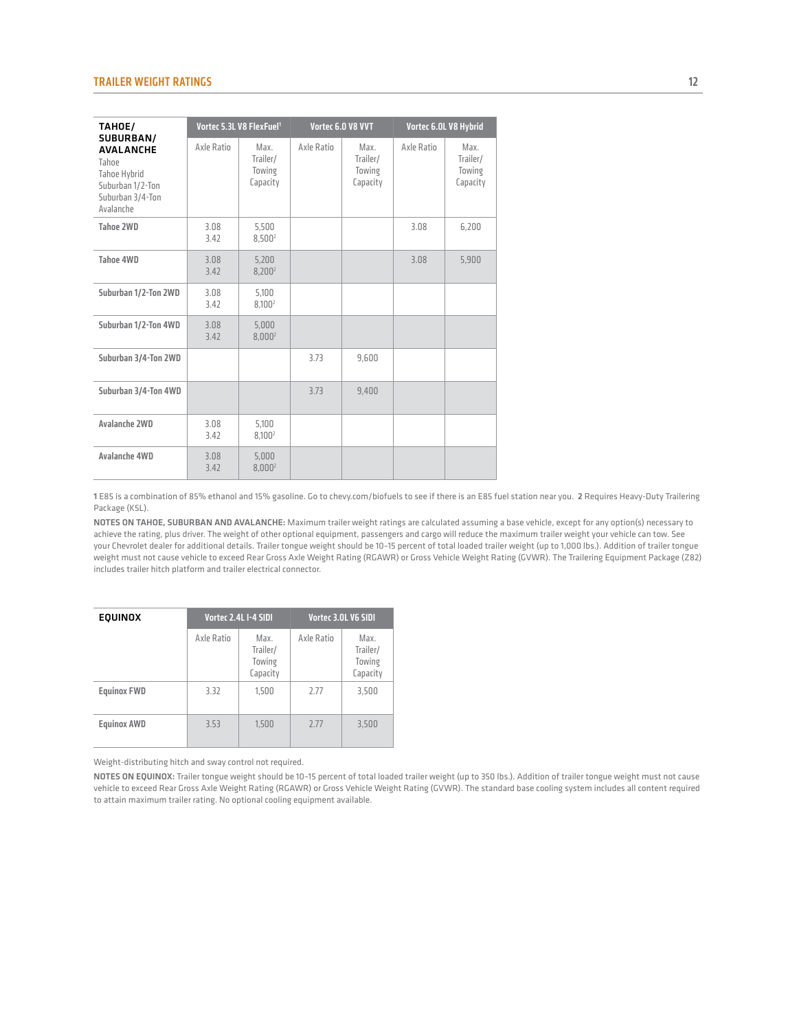## TRAILER WEIGHT RATINGS

| **TAHOE/ SUBURBAN/ AVALANCHE** Tahoe Tahoe Hybrid Suburban 1/2-Ton Suburban 3/4-Ton Avalanche | Vortec 5.3L V8 FlexFuel[1] | | Vortec 6.0 V8 VVT | | Vortec 6.0L V8 Hybrid | |
|---|---|---|---|---|---|---|
| | Axle Ratio | Max. Trailer/ Towing Capacity | Axle Ratio | Max. Trailer/ Towing Capacity | Axle Ratio | Max. Trailer/ Towing Capacity |
| **Tahoe 2WD** | 3.08<br>3.42 | 5,500<br>8,500[2] | | | 3.08 | 6,200 |
| **Tahoe 4WD** | 3.08<br>3.42 | 5,200<br>8,200[2] | | | 3.08 | 5,900 |
| **Suburban 1/2-Ton 2WD** | 3.08<br>3.42 | 5,100<br>8,100[2] | | | | |
| **Suburban 1/2-Ton 4WD** | 3.08<br>3.42 | 5,000<br>8,000[2] | | | | |
| **Suburban 3/4-Ton 2WD** | | | 3.73 | 9,600 | | |
| **Suburban 3/4-Ton 4WD** | | | 3.73 | 9,400 | | |
| **Avalanche 2WD** | 3.08<br>3.42 | 5,100<br>8,100[2] | | | | |
| **Avalanche 4WD** | 3.08<br>3.42 | 5,000<br>8,000[2] | | | | |

**1** E85 is a combination of 85% ethanol and 15% gasoline. Go to chevy.com/biofuels to see if there is an E85 fuel station near you. **2** Requires Heavy-Duty Trailering Package (K5L).

**NOTES ON TAHOE, SUBURBAN AND AVALANCHE:** Maximum trailer weight ratings are calculated assuming a base vehicle, except for any option(s) necessary to achieve the rating, plus driver. The weight of other optional equipment, passengers and cargo will reduce the maximum trailer weight your vehicle can tow. See your Chevrolet dealer for additional details. Trailer tongue weight should be 10–15 percent of total loaded trailer weight (up to 1,000 lbs.). Addition of trailer tongue weight must not cause vehicle to exceed Rear Gross Axle Weight Rating (RGAWR) or Gross Vehicle Weight Rating (GVWR). The Trailering Equipment Package (Z82) includes trailer hitch platform and trailer electrical connector.

| **EQUINOX** | Vortec 2.4L I-4 SIDI | | Vortec 3.0L V6 SIDI | |
|---|---|---|---|---|
| | Axle Ratio | Max. Trailer/ Towing Capacity | Axle Ratio | Max. Trailer/ Towing Capacity |
| **Equinox FWD** | 3.32 | 1,500 | 2.77 | 3,500 |
| **Equinox AWD** | 3.53 | 1,500 | 2.77 | 3,500 |

Weight-distributing hitch and sway control not required.

**NOTES ON EQUINOX:** Trailer tongue weight should be 10–15 percent of total loaded trailer weight (up to 350 lbs.). Addition of trailer tongue weight must not cause vehicle to exceed Rear Gross Axle Weight Rating (RGAWR) or Gross Vehicle Weight Rating (GVWR). The standard base cooling system includes all content required to attain maximum trailer rating. No optional cooling equipment available.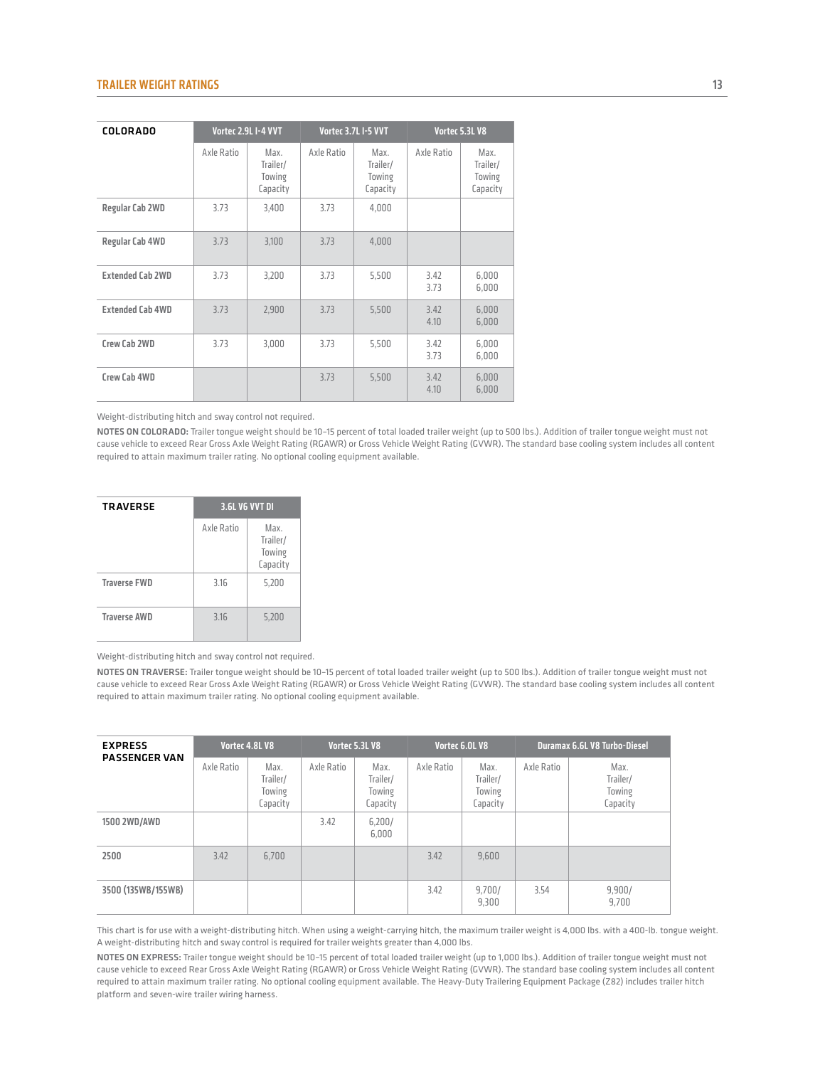## TRAILER WEIGHT RATINGS

| COLORADO | Vortec 2.9L I-4 VVT | | Vortec 3.7L I-5 VVT | | Vortec 5.3L V8 | |
|---|---|---|---|---|---|---|
| | Axle Ratio | Max. Trailer/ Towing Capacity | Axle Ratio | Max. Trailer/ Towing Capacity | Axle Ratio | Max. Trailer/ Towing Capacity |
| Regular Cab 2WD | 3.73 | 3,400 | 3.73 | 4,000 | | |
| Regular Cab 4WD | 3.73 | 3,100 | 3.73 | 4,000 | | |
| Extended Cab 2WD | 3.73 | 3,200 | 3.73 | 5,500 | 3.42<br>3.73 | 6,000<br>6,000 |
| Extended Cab 4WD | 3.73 | 2,900 | 3.73 | 5,500 | 3.42<br>4.10 | 6,000<br>6,000 |
| Crew Cab 2WD | 3.73 | 3,000 | 3.73 | 5,500 | 3.42<br>3.73 | 6,000<br>6,000 |
| Crew Cab 4WD | | | 3.73 | 5,500 | 3.42<br>4.10 | 6,000<br>6,000 |

Weight-distributing hitch and sway control not required.

**NOTES ON COLORADO:** Trailer tongue weight should be 10–15 percent of total loaded trailer weight (up to 500 lbs.). Addition of trailer tongue weight must not cause vehicle to exceed Rear Gross Axle Weight Rating (RGAWR) or Gross Vehicle Weight Rating (GVWR). The standard base cooling system includes all content required to attain maximum trailer rating. No optional cooling equipment available.

| TRAVERSE | 3.6L V6 VVT DI | |
|---|---|---|
| | Axle Ratio | Max. Trailer/ Towing Capacity |
| Traverse FWD | 3.16 | 5,200 |
| Traverse AWD | 3.16 | 5,200 |

Weight-distributing hitch and sway control not required.

**NOTES ON TRAVERSE:** Trailer tongue weight should be 10–15 percent of total loaded trailer weight (up to 500 lbs.). Addition of trailer tongue weight must not cause vehicle to exceed Rear Gross Axle Weight Rating (RGAWR) or Gross Vehicle Weight Rating (GVWR). The standard base cooling system includes all content required to attain maximum trailer rating. No optional cooling equipment available.

| EXPRESS PASSENGER VAN | Vortec 4.8L V8 | | Vortec 5.3L V8 | | Vortec 6.0L V8 | | Duramax 6.6L V8 Turbo-Diesel | |
|---|---|---|---|---|---|---|---|---|
| | Axle Ratio | Max. Trailer/ Towing Capacity | Axle Ratio | Max. Trailer/ Towing Capacity | Axle Ratio | Max. Trailer/ Towing Capacity | Axle Ratio | Max. Trailer/ Towing Capacity |
| 1500 2WD/AWD | | | 3.42 | 6,200/ 6,000 | | | | |
| 2500 | 3.42 | 6,700 | | | 3.42 | 9,600 | | |
| 3500 (135WB/155WB) | | | | | 3.42 | 9,700/ 9,300 | 3.54 | 9,900/ 9,700 |

This chart is for use with a weight-distributing hitch. When using a weight-carrying hitch, the maximum trailer weight is 4,000 lbs. with a 400-lb. tongue weight. A weight-distributing hitch and sway control is required for trailer weights greater than 4,000 lbs.

**NOTES ON EXPRESS:** Trailer tongue weight should be 10–15 percent of total loaded trailer weight (up to 1,000 lbs.). Addition of trailer tongue weight must not cause vehicle to exceed Rear Gross Axle Weight Rating (RGAWR) or Gross Vehicle Weight Rating (GVWR). The standard base cooling system includes all content required to attain maximum trailer rating. No optional cooling equipment available. The Heavy-Duty Trailering Equipment Package (Z82) includes trailer hitch platform and seven-wire trailer wiring harness.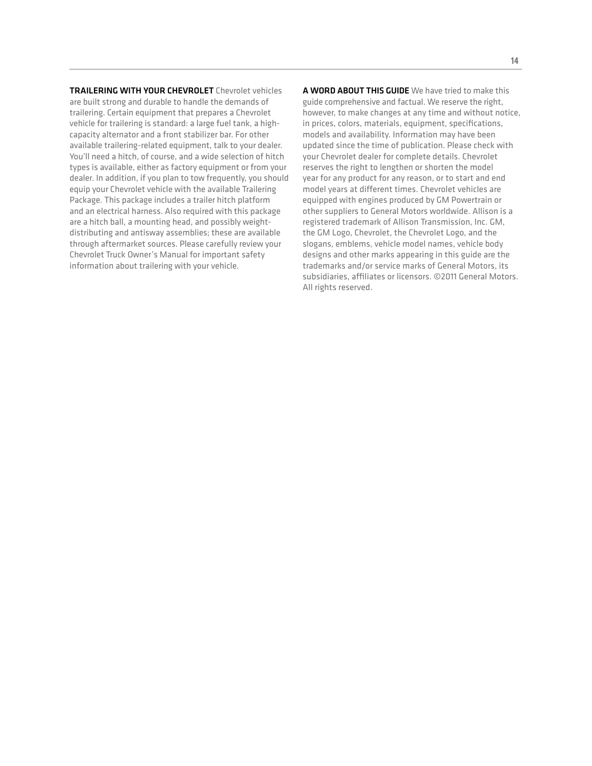**TRAILERING WITH YOUR CHEVROLET** Chevrolet vehicles are built strong and durable to handle the demands of trailering. Certain equipment that prepares a Chevrolet vehicle for trailering is standard: a large fuel tank, a high-capacity alternator and a front stabilizer bar. For other available trailering-related equipment, talk to your dealer. You'll need a hitch, of course, and a wide selection of hitch types is available, either as factory equipment or from your dealer. In addition, if you plan to tow frequently, you should equip your Chevrolet vehicle with the available Trailering Package. This package includes a trailer hitch platform and an electrical harness. Also required with this package are a hitch ball, a mounting head, and possibly weight-distributing and antisway assemblies; these are available through aftermarket sources. Please carefully review your Chevrolet Truck Owner's Manual for important safety information about trailering with your vehicle.

**A WORD ABOUT THIS GUIDE** We have tried to make this guide comprehensive and factual. We reserve the right, however, to make changes at any time and without notice, in prices, colors, materials, equipment, specifications, models and availability. Information may have been updated since the time of publication. Please check with your Chevrolet dealer for complete details. Chevrolet reserves the right to lengthen or shorten the model year for any product for any reason, or to start and end model years at different times. Chevrolet vehicles are equipped with engines produced by GM Powertrain or other suppliers to General Motors worldwide. Allison is a registered trademark of Allison Transmission, Inc. GM, the GM Logo, Chevrolet, the Chevrolet Logo, and the slogans, emblems, vehicle model names, vehicle body designs and other marks appearing in this guide are the trademarks and/or service marks of General Motors, its subsidiaries, affiliates or licensors. ©2011 General Motors. All rights reserved.